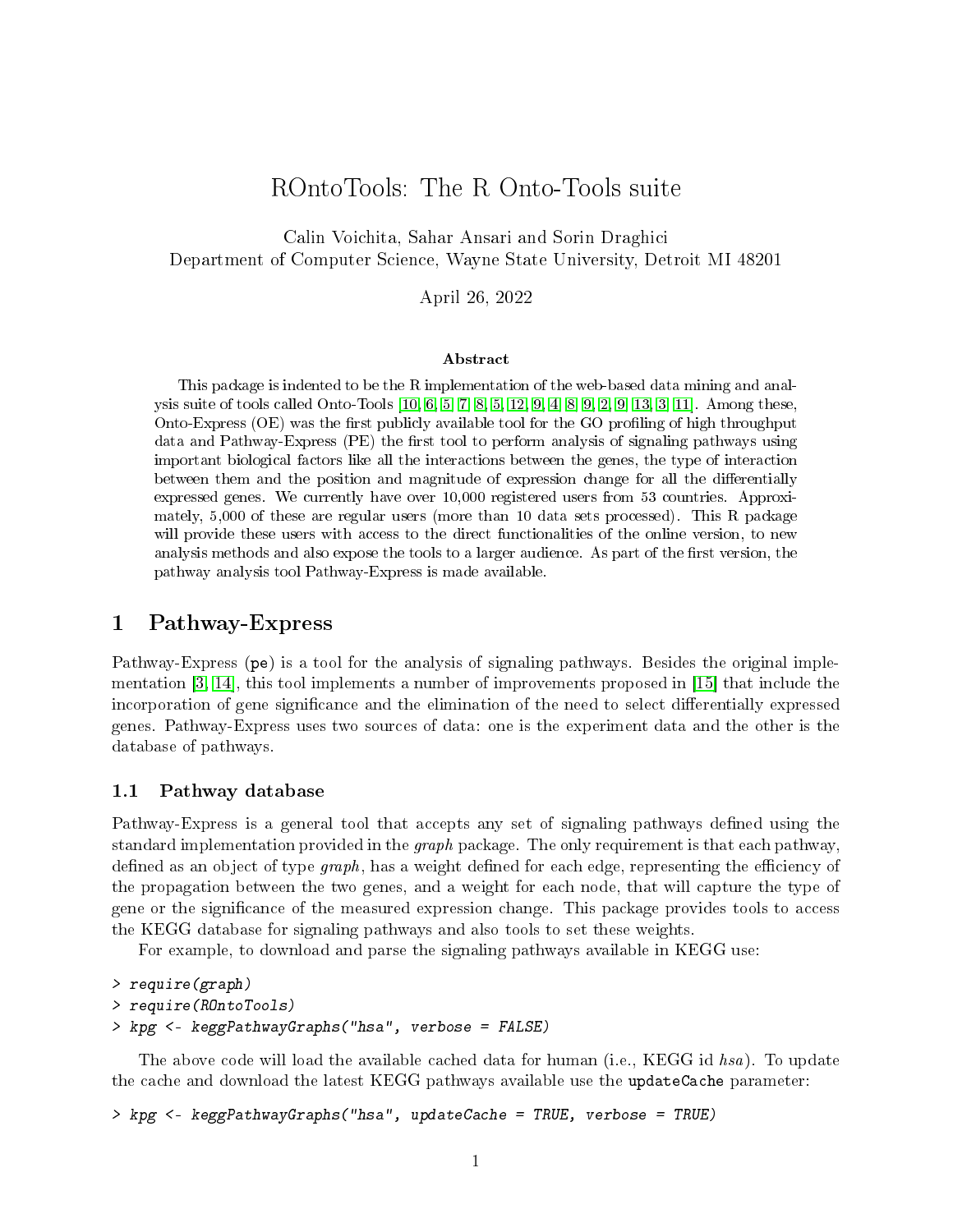# ROntoTools: The R Onto-Tools suite

Calin Voichita, Sahar Ansari and Sorin Draghici
Department of Computer Science, Wayne State University, Detroit MI 48201

April 26, 2022

### Abstract

This package is indented to be the R implementation of the web-based data mining and analysis suite of tools called Onto-Tools [10, 6, 5, 7, 8, 5, 12, 9, 4, 8, 9, 2, 9, 13, 3, 11]. Among these, Onto-Express (OE) was the first publicly available tool for the GO profiling of high throughput data and Pathway-Express (PE) the first tool to perform analysis of signaling pathways using important biological factors like all the interactions between the genes, the type of interaction between them and the position and magnitude of expression change for all the differentially expressed genes. We currently have over 10,000 registered users from 53 countries. Approximately, 5,000 of these are regular users (more than 10 data sets processed). This R package will provide these users with access to the direct functionalities of the online version, to new analysis methods and also expose the tools to a larger audience. As part of the first version, the pathway analysis tool Pathway-Express is made available.

## 1 Pathway-Express

Pathway-Express (`pe`) is a tool for the analysis of signaling pathways. Besides the original implementation [3, 14], this tool implements a number of improvements proposed in [15] that include the incorporation of gene significance and the elimination of the need to select differentially expressed genes. Pathway-Express uses two sources of data: one is the experiment data and the other is the database of pathways.

### 1.1 Pathway database

Pathway-Express is a general tool that accepts any set of signaling pathways defined using the standard implementation provided in the *graph* package. The only requirement is that each pathway, defined as an object of type *graph*, has a weight defined for each edge, representing the efficiency of the propagation between the two genes, and a weight for each node, that will capture the type of gene or the significance of the measured expression change. This package provides tools to access the KEGG database for signaling pathways and also tools to set these weights.

For example, to download and parse the signaling pathways available in KEGG use:

```
> require(graph)
> require(ROntoTools)
> kpg <- keggPathwayGraphs("hsa", verbose = FALSE)
```

The above code will load the available cached data for human (i.e., KEGG id *hsa*). To update the cache and download the latest KEGG pathways available use the `updateCache` parameter:

```
> kpg <- keggPathwayGraphs("hsa", updateCache = TRUE, verbose = TRUE)
```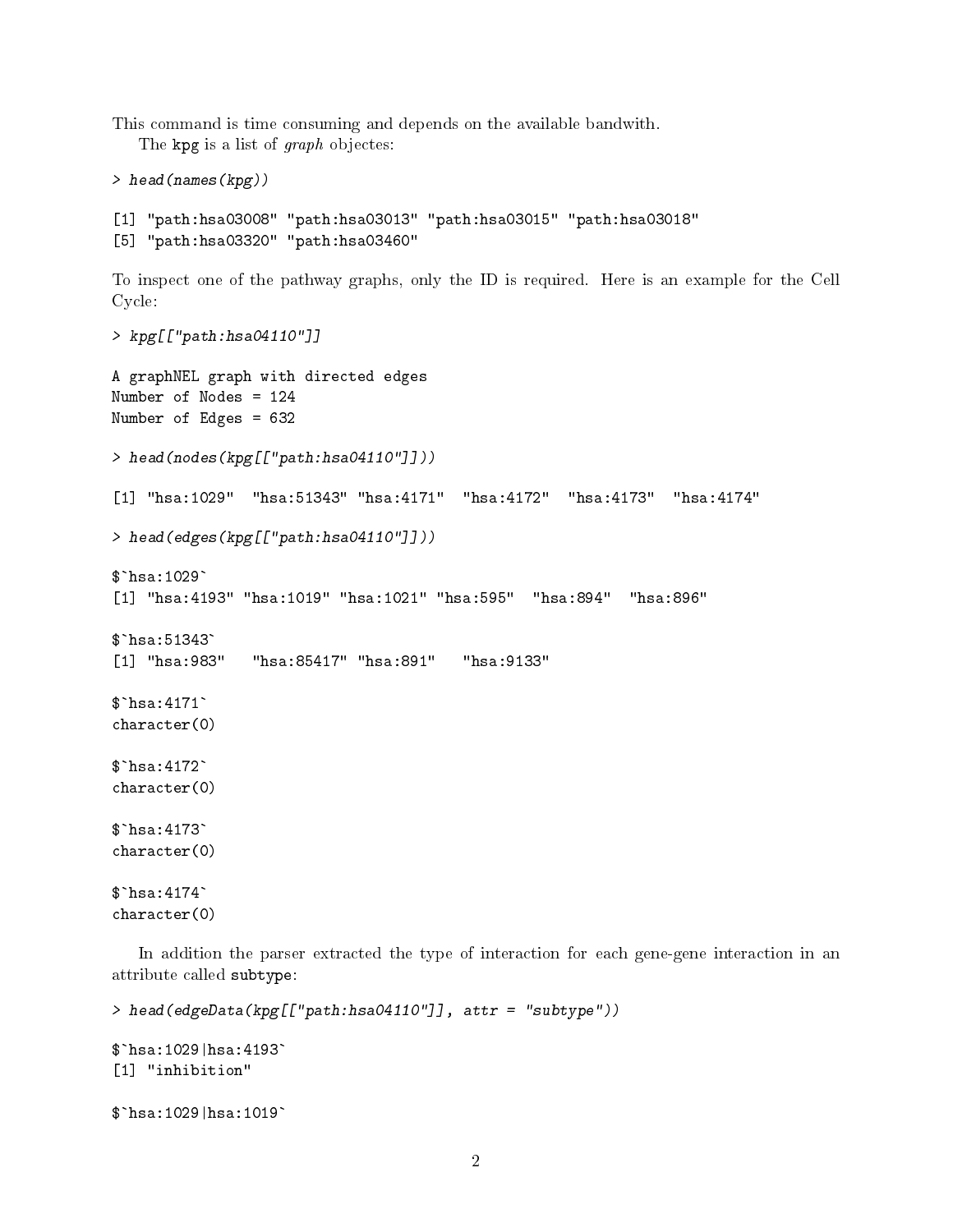This command is time consuming and depends on the available bandwith.

The kpg is a list of *graph* objectes:

```
> head(names(kpg))

[1] "path:hsa03008" "path:hsa03013" "path:hsa03015" "path:hsa03018"
[5] "path:hsa03320" "path:hsa03460"
```

To inspect one of the pathway graphs, only the ID is required. Here is an example for the Cell Cycle:

```
> kpg[["path:hsa04110"]]

A graphNEL graph with directed edges
Number of Nodes = 124
Number of Edges = 632

> head(nodes(kpg[["path:hsa04110"]]))

[1] "hsa:1029"  "hsa:51343" "hsa:4171"  "hsa:4172"  "hsa:4173"  "hsa:4174"

> head(edges(kpg[["path:hsa04110"]]))

$`hsa:1029`
[1] "hsa:4193" "hsa:1019" "hsa:1021" "hsa:595"  "hsa:894"  "hsa:896"

$`hsa:51343`
[1] "hsa:983"   "hsa:85417" "hsa:891"   "hsa:9133"

$`hsa:4171`
character(0)

$`hsa:4172`
character(0)

$`hsa:4173`
character(0)

$`hsa:4174`
character(0)
```

In addition the parser extracted the type of interaction for each gene-gene interaction in an attribute called subtype:

```
> head(edgeData(kpg[["path:hsa04110"]], attr = "subtype"))

$`hsa:1029|hsa:4193`
[1] "inhibition"

$`hsa:1029|hsa:1019`
```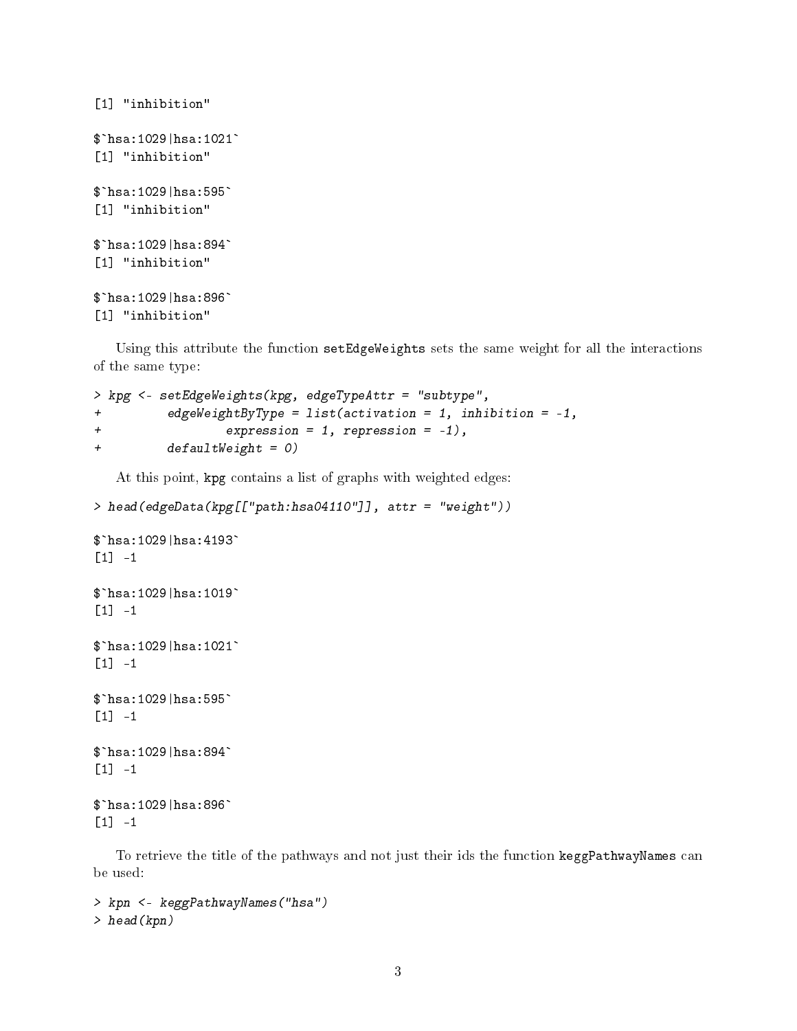```
[1] "inhibition"

$`hsa:1029|hsa:1021`
[1] "inhibition"

$`hsa:1029|hsa:595`
[1] "inhibition"

$`hsa:1029|hsa:894`
[1] "inhibition"

$`hsa:1029|hsa:896`
[1] "inhibition"
```

Using this attribute the function `setEdgeWeights` sets the same weight for all the interactions of the same type:

```
> kpg <- setEdgeWeights(kpg, edgeTypeAttr = "subtype",
+         edgeWeightByType = list(activation = 1, inhibition = -1,
+                 expression = 1, repression = -1),
+         defaultWeight = 0)
```

At this point, `kpg` contains a list of graphs with weighted edges:

```
> head(edgeData(kpg[["path:hsa04110"]], attr = "weight"))

$`hsa:1029|hsa:4193`
[1] -1

$`hsa:1029|hsa:1019`
[1] -1

$`hsa:1029|hsa:1021`
[1] -1

$`hsa:1029|hsa:595`
[1] -1

$`hsa:1029|hsa:894`
[1] -1

$`hsa:1029|hsa:896`
[1] -1
```

To retrieve the title of the pathways and not just their ids the function `keggPathwayNames` can be used:

```
> kpn <- keggPathwayNames("hsa")
> head(kpn)
```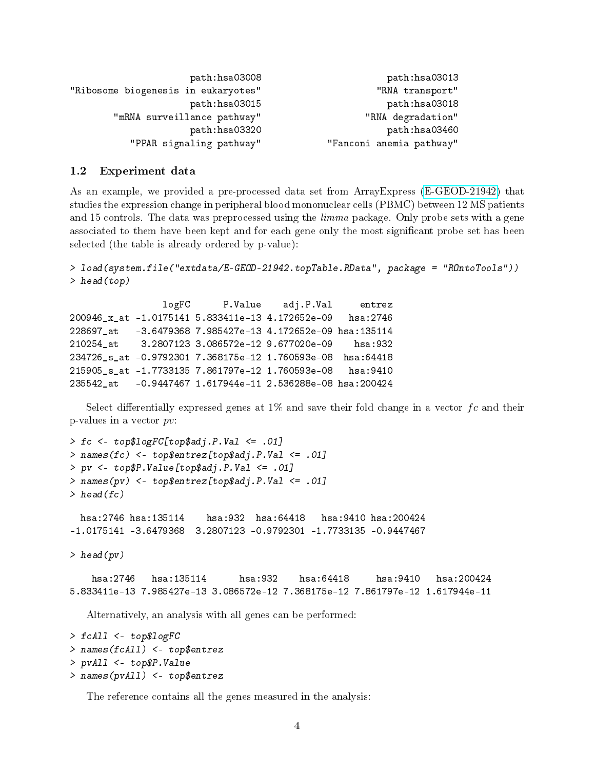```
                 path:hsa03008                        path:hsa03013
"Ribosome biogenesis in eukaryotes"                   "RNA transport"
                 path:hsa03015                        path:hsa03018
        "mRNA surveillance pathway"                  "RNA degradation"
                 path:hsa03320                        path:hsa03460
           "PPAR signaling pathway"             "Fanconi anemia pathway"
```

### 1.2 Experiment data

As an example, we provided a pre-processed data set from ArrayExpress (E-GEOD-21942) that studies the expression change in peripheral blood mononuclear cells (PBMC) between 12 MS patients and 15 controls. The data was preprocessed using the *limma* package. Only probe sets with a gene associated to them have been kept and for each gene only the most significant probe set has been selected (the table is already ordered by p-value):

```
> load(system.file("extdata/E-GEOD-21942.topTable.RData", package = "ROntoTools"))
> head(top)

                logFC      P.Value    adj.P.Val     entrez
200946_x_at -1.0175141 5.833411e-13 4.172652e-09   hsa:2746
228697_at   -3.6479368 7.985427e-13 4.172652e-09 hsa:135114
210254_at    3.2807123 3.086572e-12 9.677020e-09    hsa:932
234726_s_at -0.9792301 7.368175e-12 1.760593e-08  hsa:64418
215905_s_at -1.7733135 7.861797e-12 1.760593e-08   hsa:9410
235542_at   -0.9447467 1.617944e-11 2.536288e-08 hsa:200424
```

Select differentially expressed genes at 1% and save their fold change in a vector $fc$ and their p-values in a vector $pv$:

```
> fc <- top$logFC[top$adj.P.Val <= .01]
> names(fc) <- top$entrez[top$adj.P.Val <= .01]
> pv <- top$P.Value[top$adj.P.Val <= .01]
> names(pv) <- top$entrez[top$adj.P.Val <= .01]
> head(fc)

  hsa:2746 hsa:135114    hsa:932  hsa:64418   hsa:9410 hsa:200424
-1.0175141 -3.6479368  3.2807123 -0.9792301 -1.7733135 -0.9447467

> head(pv)

    hsa:2746   hsa:135114      hsa:932    hsa:64418     hsa:9410   hsa:200424
5.833411e-13 7.985427e-13 3.086572e-12 7.368175e-12 7.861797e-12 1.617944e-11
```

Alternatively, an analysis with all genes can be performed:

```
> fcAll <- top$logFC
> names(fcAll) <- top$entrez
> pvAll <- top$P.Value
> names(pvAll) <- top$entrez
```

The reference contains all the genes measured in the analysis: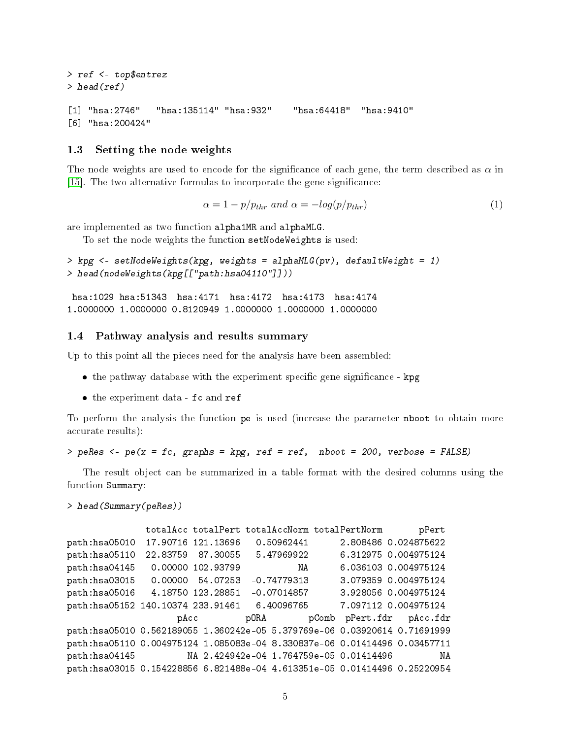```
> ref <- top$entrez
> head(ref)

[1] "hsa:2746"   "hsa:135114" "hsa:932"    "hsa:64418"  "hsa:9410"
[6] "hsa:200424"
```

### 1.3 Setting the node weights

The node weights are used to encode for the significance of each gene, the term described as $\alpha$ in [15]. The two alternative formulas to incorporate the gene significance:

$$\alpha = 1 - p/p_{thr} \text{ and } \alpha = -log(p/p_{thr}) \tag{1}$$

are implemented as two function `alpha1MR` and `alphaMLG`.

To set the node weights the function `setNodeWeights` is used:

```
> kpg <- setNodeWeights(kpg, weights = alphaMLG(pv), defaultWeight = 1)
> head(nodeWeights(kpg[["path:hsa04110"]]))

 hsa:1029 hsa:51343  hsa:4171  hsa:4172  hsa:4173  hsa:4174
1.0000000 1.0000000 0.8120949 1.0000000 1.0000000 1.0000000
```

### 1.4 Pathway analysis and results summary

Up to this point all the pieces need for the analysis have been assembled:

- the pathway database with the experiment specific gene significance - `kpg`
- the experiment data - `fc` and `ref`

To perform the analysis the function `pe` is used (increase the parameter `nboot` to obtain more accurate results):

```
> peRes <- pe(x = fc, graphs = kpg, ref = ref,  nboot = 200, verbose = FALSE)
```

The result object can be summarized in a table format with the desired columns using the function `Summary`:

```
> head(Summary(peRes))

               totalAcc totalPert totalAccNorm totalPertNorm       pPert
path:hsa05010  17.90716 121.13696   0.50962441      2.808486 0.024875622
path:hsa05110  22.83759  87.30055   5.47969922      6.312975 0.004975124
path:hsa04145   0.00000 102.93799           NA      6.036103 0.004975124
path:hsa03015   0.00000  54.07253  -0.74779313      3.079359 0.004975124
path:hsa05016   4.18750 123.28851  -0.07014857      3.928056 0.004975124
path:hsa05152 140.10374 233.91461   6.40096765      7.097112 0.004975124
                     pAcc         pORA        pComb  pPert.fdr   pAcc.fdr
path:hsa05010 0.562189055 1.360242e-05 5.379769e-06 0.03920614 0.71691999
path:hsa05110 0.004975124 1.085083e-04 8.330837e-06 0.01414496 0.03457711
path:hsa04145          NA 2.424942e-04 1.764759e-05 0.01414496         NA
path:hsa03015 0.154228856 6.821488e-04 4.613351e-05 0.01414496 0.25220954
```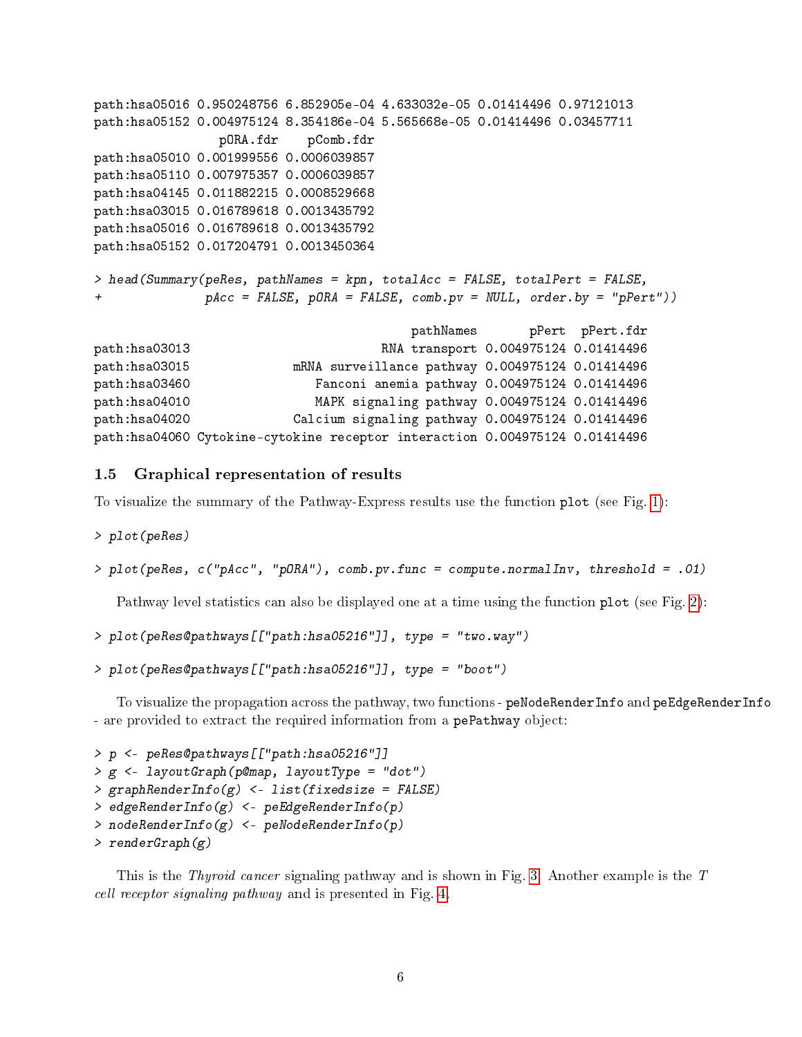```
path:hsa05016 0.950248756 6.852905e-04 4.633032e-05 0.01414496 0.97121013
path:hsa05152 0.004975124 8.354186e-04 5.565668e-05 0.01414496 0.03457711
                 pORA.fdr    pComb.fdr
path:hsa05010 0.001999556 0.0006039857
path:hsa05110 0.007975357 0.0006039857
path:hsa04145 0.011882215 0.0008529668
path:hsa03015 0.016789618 0.0013435792
path:hsa05016 0.016789618 0.0013435792
path:hsa05152 0.017204791 0.0013450364
```

```
> head(Summary(peRes, pathNames = kpn, totalAcc = FALSE, totalPert = FALSE,
+              pAcc = FALSE, pORA = FALSE, comb.pv = NULL, order.by = "pPert"))
```

```
                                        pathNames       pPert  pPert.fdr
path:hsa03013                       RNA transport 0.004975124 0.01414496
path:hsa03015             mRNA surveillance pathway 0.004975124 0.01414496
path:hsa03460               Fanconi anemia pathway 0.004975124 0.01414496
path:hsa04010               MAPK signaling pathway 0.004975124 0.01414496
path:hsa04020             Calcium signaling pathway 0.004975124 0.01414496
path:hsa04060 Cytokine-cytokine receptor interaction 0.004975124 0.01414496
```

## 1.5 Graphical representation of results

To visualize the summary of the Pathway-Express results use the function `plot` (see Fig. 1):

```
> plot(peRes)
```

```
> plot(peRes, c("pAcc", "pORA"), comb.pv.func = compute.normalInv, threshold = .01)
```

Pathway level statistics can also be displayed one at a time using the function `plot` (see Fig. 2):

```
> plot(peRes@pathways[["path:hsa05216"]], type = "two.way")
```

```
> plot(peRes@pathways[["path:hsa05216"]], type = "boot")
```

To visualize the propagation across the pathway, two functions - `peNodeRenderInfo` and `peEdgeRenderInfo` - are provided to extract the required information from a `pePathway` object:

```
> p <- peRes@pathways[["path:hsa05216"]]
> g <- layoutGraph(p@map, layoutType = "dot")
> graphRenderInfo(g) <- list(fixedsize = FALSE)
> edgeRenderInfo(g) <- peEdgeRenderInfo(p)
> nodeRenderInfo(g) <- peNodeRenderInfo(p)
> renderGraph(g)
```

This is the *Thyroid cancer* signaling pathway and is shown in Fig. 3. Another example is the *T cell receptor signaling pathway* and is presented in Fig. 4.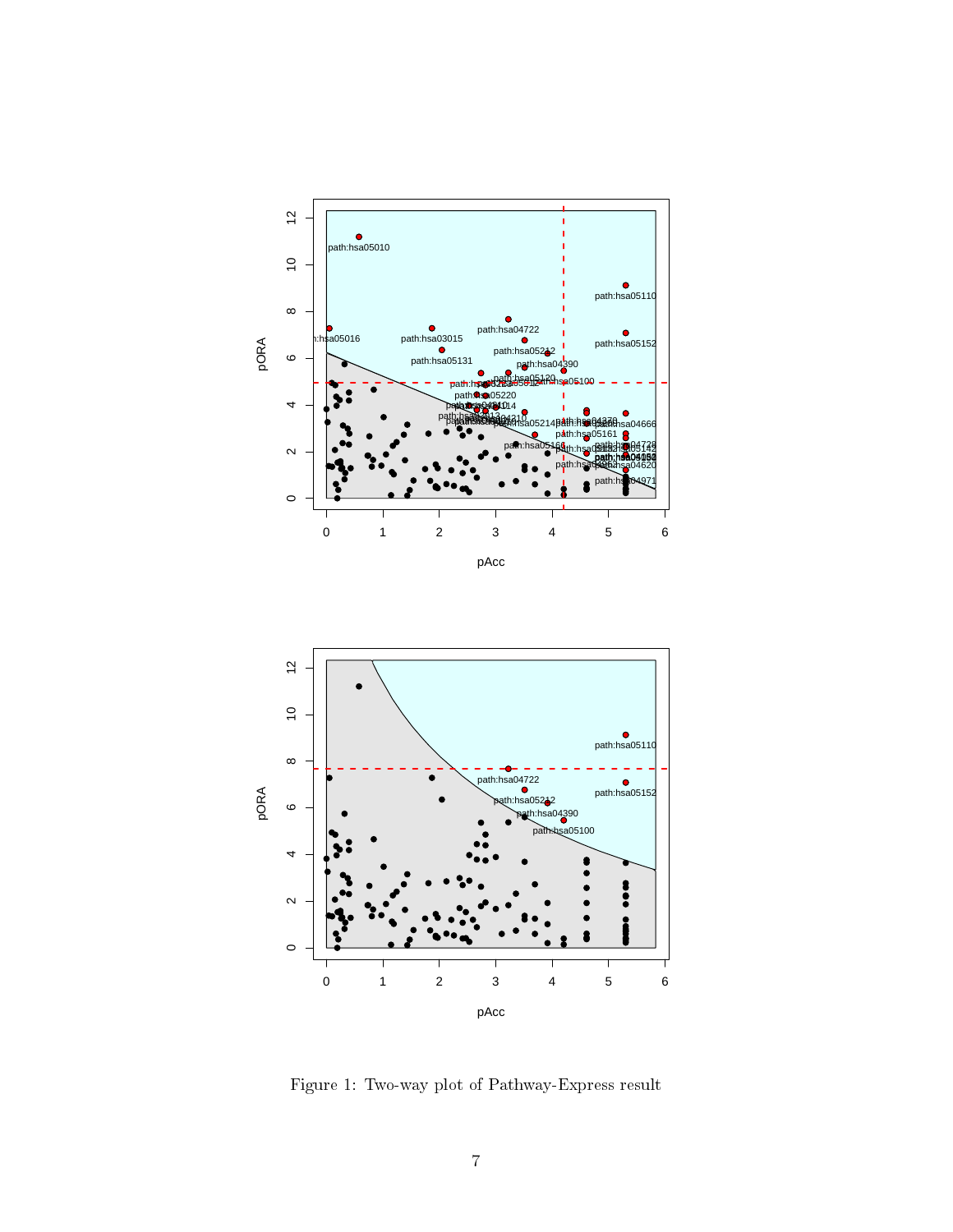Figure 1: Two-way plot of Pathway-Express result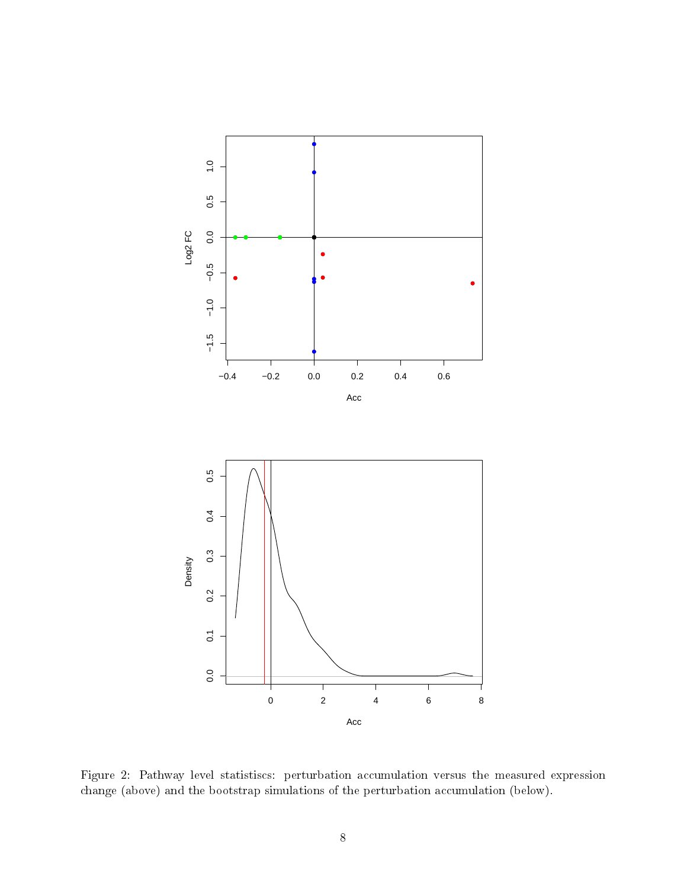Figure 2: Pathway level statistiscs: perturbation accumulation versus the measured expression change (above) and the bootstrap simulations of the perturbation accumulation (below).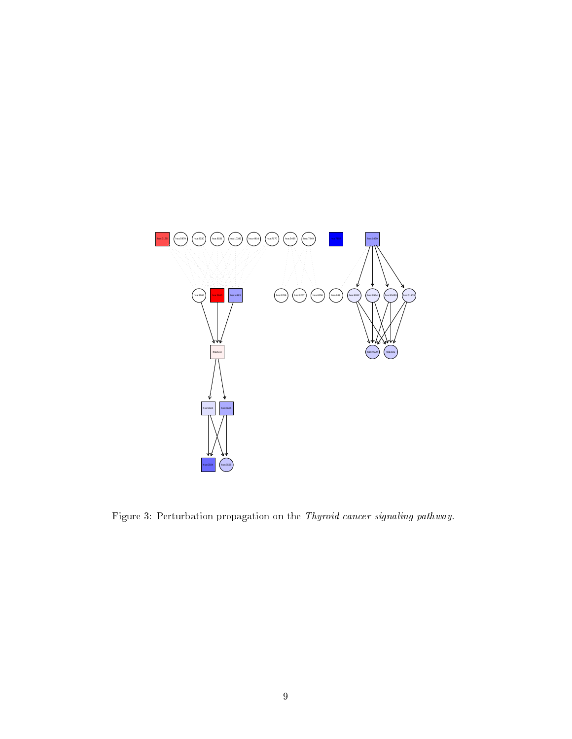Figure 3: Perturbation propagation on the *Thyroid cancer signaling pathway*.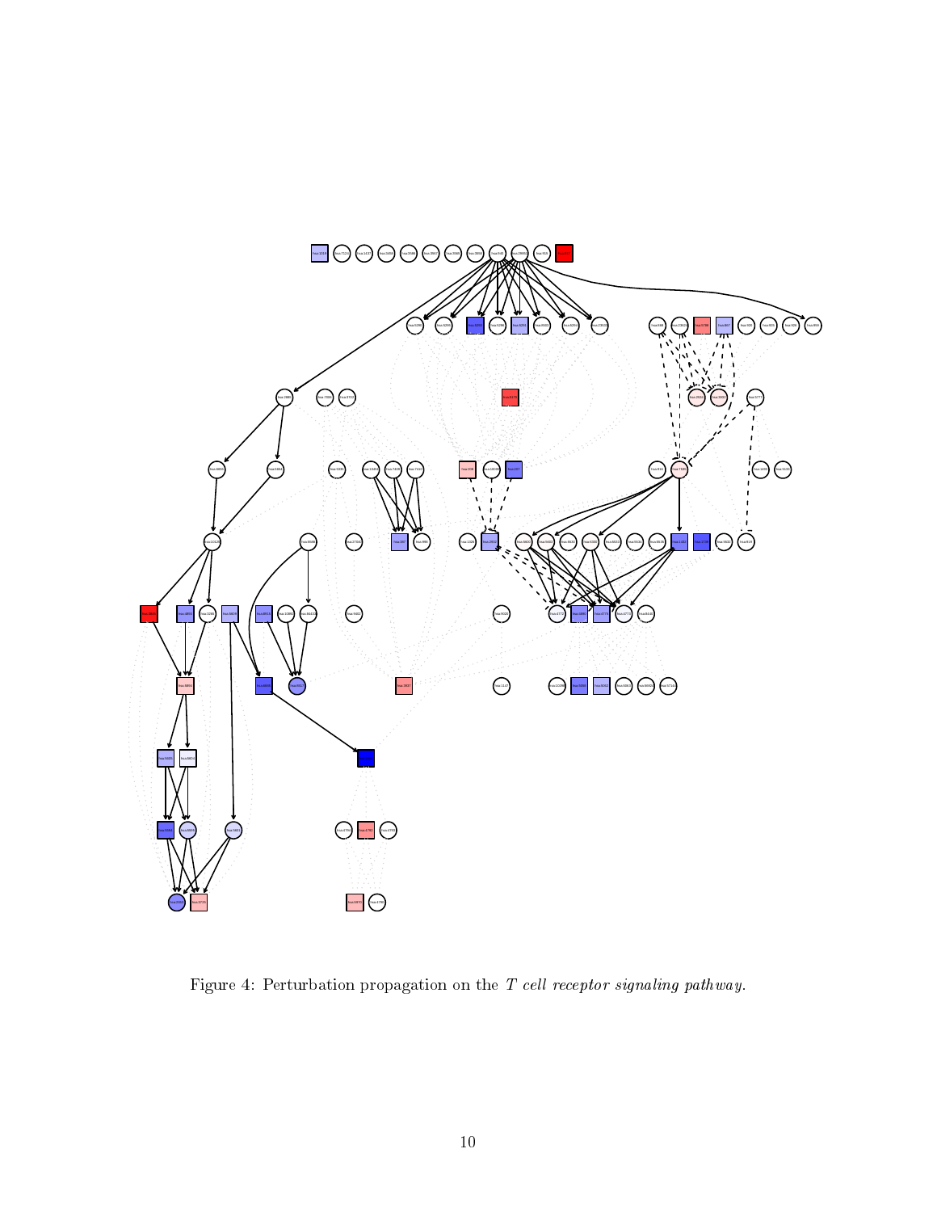Figure 4: Perturbation propagation on the *T cell receptor signaling pathway*.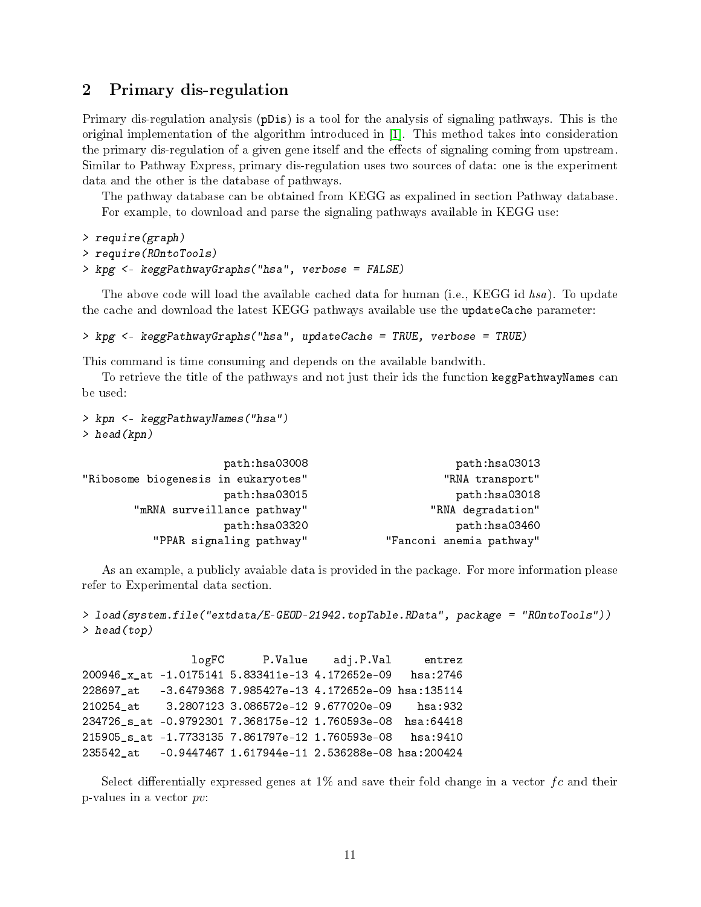## 2 Primary dis-regulation

Primary dis-regulation analysis (pDis) is a tool for the analysis of signaling pathways. This is the original implementation of the algorithm introduced in [1]. This method takes into consideration the primary dis-regulation of a given gene itself and the effects of signaling coming from upstream. Similar to Pathway Express, primary dis-regulation uses two sources of data: one is the experiment data and the other is the database of pathways.

The pathway database can be obtained from KEGG as expalined in section Pathway database.

For example, to download and parse the signaling pathways available in KEGG use:

```
> require(graph)
> require(ROntoTools)
> kpg <- keggPathwayGraphs("hsa", verbose = FALSE)
```

The above code will load the available cached data for human (i.e., KEGG id *hsa*). To update the cache and download the latest KEGG pathways available use the `updateCache` parameter:

```
> kpg <- keggPathwayGraphs("hsa", updateCache = TRUE, verbose = TRUE)
```

This command is time consuming and depends on the available bandwith.

To retrieve the title of the pathways and not just their ids the function `keggPathwayNames` can be used:

```
> kpn <- keggPathwayNames("hsa")
> head(kpn)

                   path:hsa03008                            path:hsa03013
"Ribosome biogenesis in eukaryotes"                       "RNA transport"
                   path:hsa03015                            path:hsa03018
        "mRNA surveillance pathway"                      "RNA degradation"
                   path:hsa03320                            path:hsa03460
           "PPAR signaling pathway"               "Fanconi anemia pathway"
```

As an example, a publicly avaiable data is provided in the package. For more information please refer to Experimental data section.

```
> load(system.file("extdata/E-GEOD-21942.topTable.RData", package = "ROntoTools"))
> head(top)

                logFC      P.Value    adj.P.Val     entrez
200946_x_at -1.0175141 5.833411e-13 4.172652e-09   hsa:2746
228697_at   -3.6479368 7.985427e-13 4.172652e-09 hsa:135114
210254_at    3.2807123 3.086572e-12 9.677020e-09    hsa:932
234726_s_at -0.9792301 7.368175e-12 1.760593e-08  hsa:64418
215905_s_at -1.7733135 7.861797e-12 1.760593e-08   hsa:9410
235542_at   -0.9447467 1.617944e-11 2.536288e-08 hsa:200424
```

Select differentially expressed genes at 1% and save their fold change in a vector $fc$ and their p-values in a vector $pv$: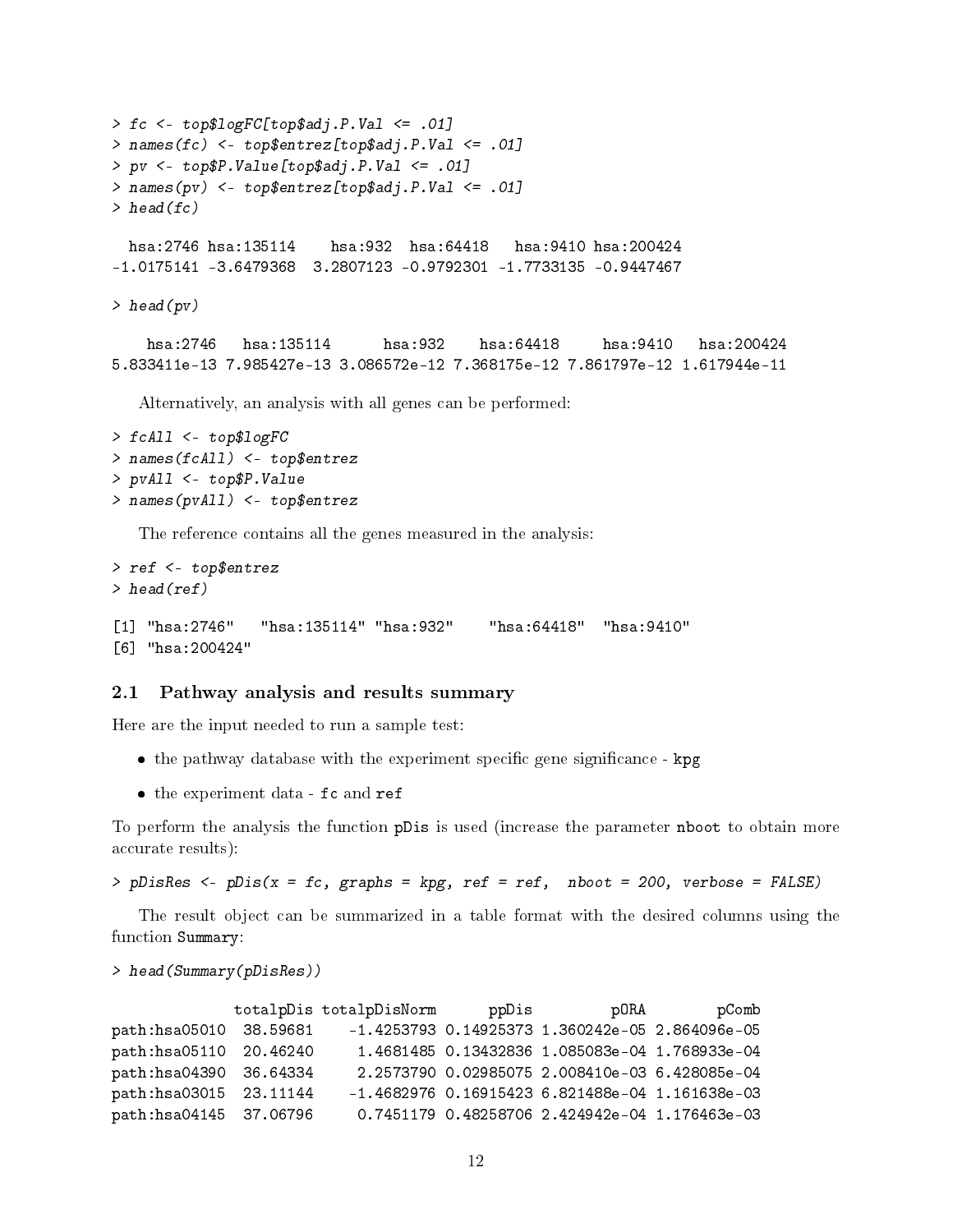```
> fc <- top$logFC[top$adj.P.Val <= .01]
> names(fc) <- top$entrez[top$adj.P.Val <= .01]
> pv <- top$P.Value[top$adj.P.Val <= .01]
> names(pv) <- top$entrez[top$adj.P.Val <= .01]
> head(fc)

  hsa:2746 hsa:135114    hsa:932  hsa:64418   hsa:9410 hsa:200424
-1.0175141 -3.6479368  3.2807123 -0.9792301 -1.7733135 -0.9447467

> head(pv)

    hsa:2746   hsa:135114      hsa:932    hsa:64418     hsa:9410   hsa:200424
5.833411e-13 7.985427e-13 3.086572e-12 7.368175e-12 7.861797e-12 1.617944e-11
```

Alternatively, an analysis with all genes can be performed:

```
> fcAll <- top$logFC
> names(fcAll) <- top$entrez
> pvAll <- top$P.Value
> names(pvAll) <- top$entrez
```

The reference contains all the genes measured in the analysis:

```
> ref <- top$entrez
> head(ref)

[1] "hsa:2746"   "hsa:135114" "hsa:932"    "hsa:64418"  "hsa:9410"
[6] "hsa:200424"
```

## 2.1 Pathway analysis and results summary

Here are the input needed to run a sample test:

- the pathway database with the experiment specific gene significance - `kpg`
- the experiment data - `fc` and `ref`

To perform the analysis the function `pDis` is used (increase the parameter `nboot` to obtain more accurate results):

```
> pDisRes <- pDis(x = fc, graphs = kpg, ref = ref,  nboot = 200, verbose = FALSE)
```

The result object can be summarized in a table format with the desired columns using the function `Summary`:

```
> head(Summary(pDisRes))

             totalpDis totalpDisNorm      ppDis         pORA        pComb
path:hsa05010  38.59681    -1.4253793 0.14925373 1.360242e-05 2.864096e-05
path:hsa05110  20.46240     1.4681485 0.13432836 1.085083e-04 1.768933e-04
path:hsa04390  36.64334     2.2573790 0.02985075 2.008410e-03 6.428085e-04
path:hsa03015  23.11144    -1.4682976 0.16915423 6.821488e-04 1.161638e-03
path:hsa04145  37.06796     0.7451179 0.48258706 2.424942e-04 1.176463e-03
```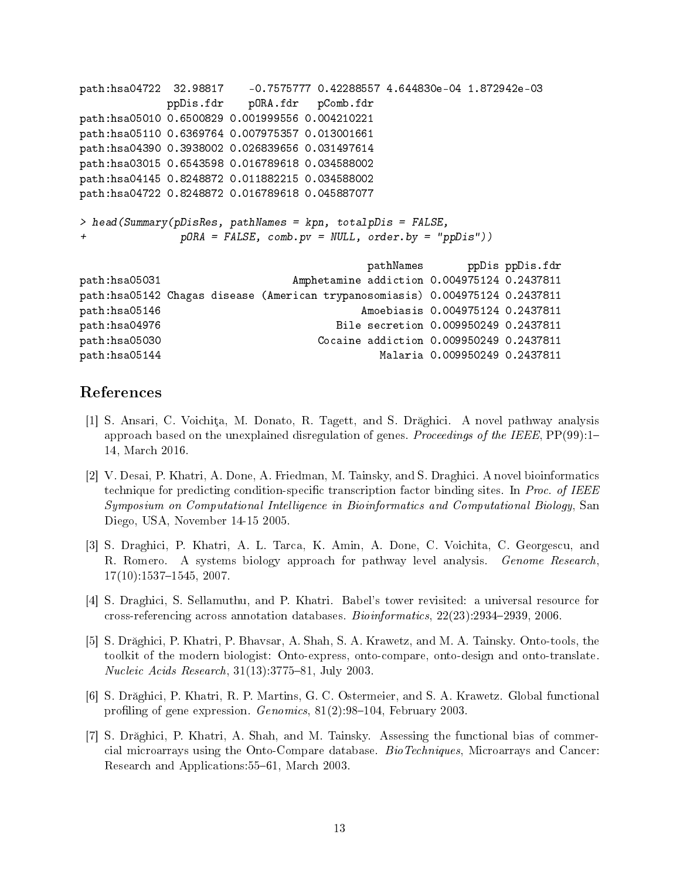```
path:hsa04722  32.98817    -0.7575777 0.42288557 4.644830e-04 1.872942e-03
             ppDis.fdr    pORA.fdr   pComb.fdr
path:hsa05010 0.6500829 0.001999556 0.004210221
path:hsa05110 0.6369764 0.007975357 0.013001661
path:hsa04390 0.3938002 0.026839656 0.031497614
path:hsa03015 0.6543598 0.016789618 0.034588002
path:hsa04145 0.8248872 0.011882215 0.034588002
path:hsa04722 0.8248872 0.016789618 0.045887077

> head(Summary(pDisRes, pathNames = kpn, totalpDis = FALSE,
+              pORA = FALSE, comb.pv = NULL, order.by = "ppDis"))

                                             pathNames       ppDis ppDis.fdr
path:hsa05031                     Amphetamine addiction 0.004975124 0.2437811
path:hsa05142 Chagas disease (American trypanosomiasis) 0.004975124 0.2437811
path:hsa05146                                Amoebiasis 0.004975124 0.2437811
path:hsa04976                            Bile secretion 0.009950249 0.2437811
path:hsa05030                         Cocaine addiction 0.009950249 0.2437811
path:hsa05144                                   Malaria 0.009950249 0.2437811
```

## References

[1] S. Ansari, C. Voichiţa, M. Donato, R. Tagett, and S. Drăghici. A novel pathway analysis approach based on the unexplained disregulation of genes. *Proceedings of the IEEE*, PP(99):1–14, March 2016.

[2] V. Desai, P. Khatri, A. Done, A. Friedman, M. Tainsky, and S. Draghici. A novel bioinformatics technique for predicting condition-specific transcription factor binding sites. In *Proc. of IEEE Symposium on Computational Intelligence in Bioinformatics and Computational Biology*, San Diego, USA, November 14-15 2005.

[3] S. Draghici, P. Khatri, A. L. Tarca, K. Amin, A. Done, C. Voichita, C. Georgescu, and R. Romero. A systems biology approach for pathway level analysis. *Genome Research*, 17(10):1537–1545, 2007.

[4] S. Draghici, S. Sellamuthu, and P. Khatri. Babel's tower revisited: a universal resource for cross-referencing across annotation databases. *Bioinformatics*, 22(23):2934–2939, 2006.

[5] S. Drăghici, P. Khatri, P. Bhavsar, A. Shah, S. A. Krawetz, and M. A. Tainsky. Onto-tools, the toolkit of the modern biologist: Onto-express, onto-compare, onto-design and onto-translate. *Nucleic Acids Research*, 31(13):3775–81, July 2003.

[6] S. Drăghici, P. Khatri, R. P. Martins, G. C. Ostermeier, and S. A. Krawetz. Global functional profiling of gene expression. *Genomics*, 81(2):98–104, February 2003.

[7] S. Drăghici, P. Khatri, A. Shah, and M. Tainsky. Assessing the functional bias of commercial microarrays using the Onto-Compare database. *BioTechniques*, Microarrays and Cancer: Research and Applications:55–61, March 2003.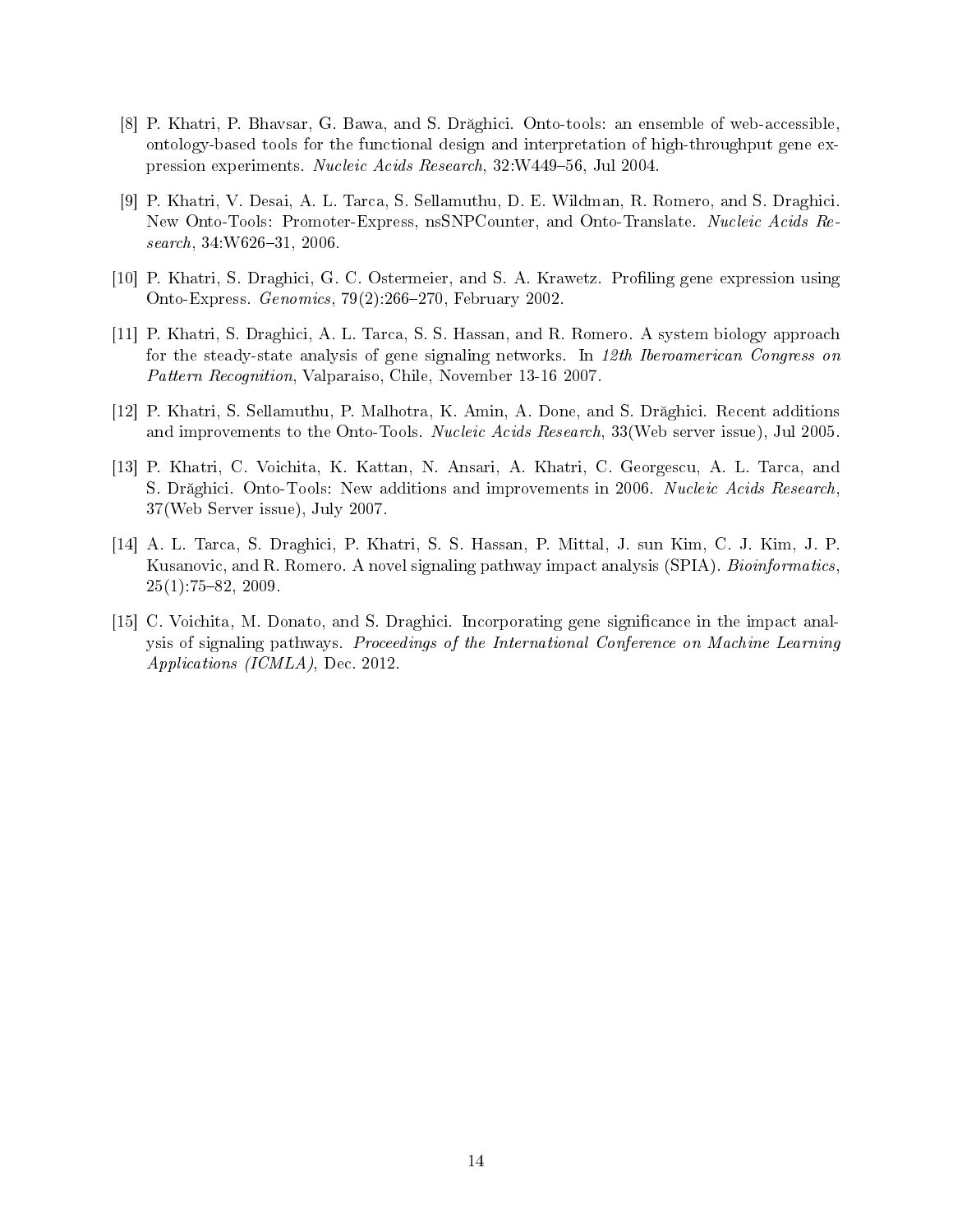[8] P. Khatri, P. Bhavsar, G. Bawa, and S. Drăghici. Onto-tools: an ensemble of web-accessible, ontology-based tools for the functional design and interpretation of high-throughput gene expression experiments. *Nucleic Acids Research*, 32:W449–56, Jul 2004.

[9] P. Khatri, V. Desai, A. L. Tarca, S. Sellamuthu, D. E. Wildman, R. Romero, and S. Draghici. New Onto-Tools: Promoter-Express, nsSNPCounter, and Onto-Translate. *Nucleic Acids Research*, 34:W626–31, 2006.

[10] P. Khatri, S. Draghici, G. C. Ostermeier, and S. A. Krawetz. Profiling gene expression using Onto-Express. *Genomics*, 79(2):266–270, February 2002.

[11] P. Khatri, S. Draghici, A. L. Tarca, S. S. Hassan, and R. Romero. A system biology approach for the steady-state analysis of gene signaling networks. In *12th Iberoamerican Congress on Pattern Recognition*, Valparaiso, Chile, November 13-16 2007.

[12] P. Khatri, S. Sellamuthu, P. Malhotra, K. Amin, A. Done, and S. Drăghici. Recent additions and improvements to the Onto-Tools. *Nucleic Acids Research*, 33(Web server issue), Jul 2005.

[13] P. Khatri, C. Voichita, K. Kattan, N. Ansari, A. Khatri, C. Georgescu, A. L. Tarca, and S. Drăghici. Onto-Tools: New additions and improvements in 2006. *Nucleic Acids Research*, 37(Web Server issue), July 2007.

[14] A. L. Tarca, S. Draghici, P. Khatri, S. S. Hassan, P. Mittal, J. sun Kim, C. J. Kim, J. P. Kusanovic, and R. Romero. A novel signaling pathway impact analysis (SPIA). *Bioinformatics*, 25(1):75–82, 2009.

[15] C. Voichita, M. Donato, and S. Draghici. Incorporating gene significance in the impact analysis of signaling pathways. *Proceedings of the International Conference on Machine Learning Applications (ICMLA)*, Dec. 2012.